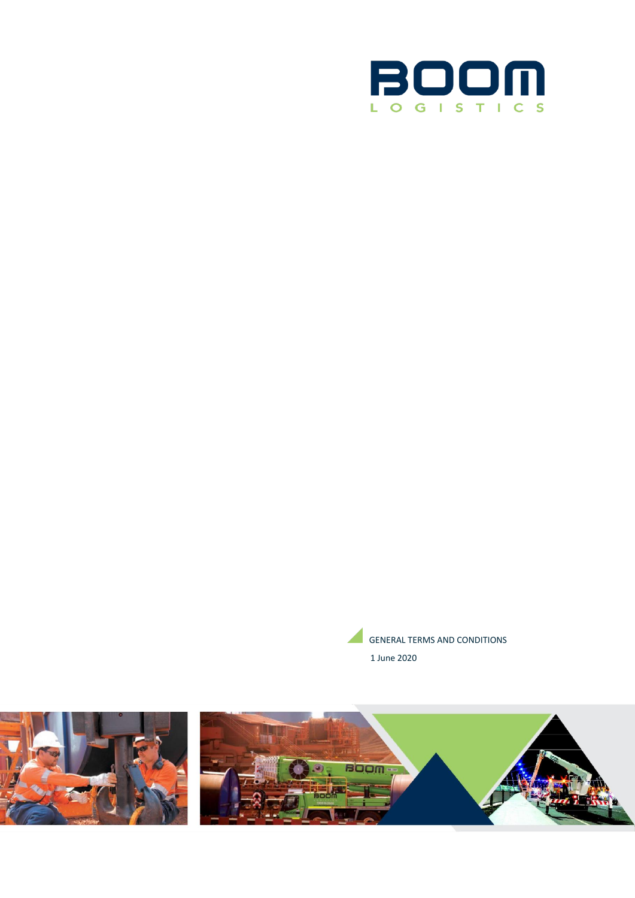BOOM LOGISTICS

# GENERAL TERMS AND CONDITIONS

1 June 2020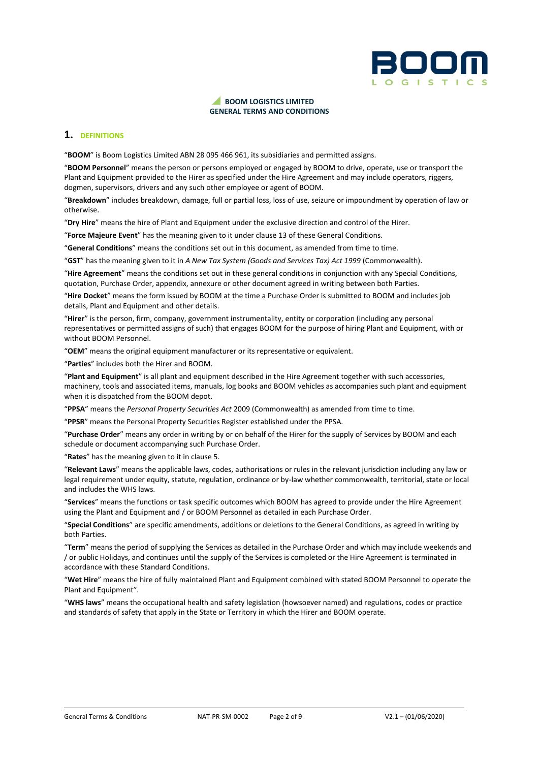**BOOM LOGISTICS LIMITED**
**GENERAL TERMS AND CONDITIONS**

## 1. DEFINITIONS

"**BOOM**" is Boom Logistics Limited ABN 28 095 466 961, its subsidiaries and permitted assigns.

"**BOOM Personnel**" means the person or persons employed or engaged by BOOM to drive, operate, use or transport the Plant and Equipment provided to the Hirer as specified under the Hire Agreement and may include operators, riggers, dogmen, supervisors, drivers and any such other employee or agent of BOOM.

"**Breakdown**" includes breakdown, damage, full or partial loss, loss of use, seizure or impoundment by operation of law or otherwise.

"**Dry Hire**" means the hire of Plant and Equipment under the exclusive direction and control of the Hirer.

"**Force Majeure Event**" has the meaning given to it under clause 13 of these General Conditions.

"**General Conditions**" means the conditions set out in this document, as amended from time to time.

"**GST**" has the meaning given to it in *A New Tax System (Goods and Services Tax) Act 1999* (Commonwealth).

"**Hire Agreement**" means the conditions set out in these general conditions in conjunction with any Special Conditions, quotation, Purchase Order, appendix, annexure or other document agreed in writing between both Parties.

"**Hire Docket**" means the form issued by BOOM at the time a Purchase Order is submitted to BOOM and includes job details, Plant and Equipment and other details.

"**Hirer**" is the person, firm, company, government instrumentality, entity or corporation (including any personal representatives or permitted assigns of such) that engages BOOM for the purpose of hiring Plant and Equipment, with or without BOOM Personnel.

"**OEM**" means the original equipment manufacturer or its representative or equivalent.

"**Parties**" includes both the Hirer and BOOM.

"**Plant and Equipment**" is all plant and equipment described in the Hire Agreement together with such accessories, machinery, tools and associated items, manuals, log books and BOOM vehicles as accompanies such plant and equipment when it is dispatched from the BOOM depot.

"**PPSA**" means the *Personal Property Securities Act* 2009 (Commonwealth) as amended from time to time.

"**PPSR**" means the Personal Property Securities Register established under the PPSA.

"**Purchase Order**" means any order in writing by or on behalf of the Hirer for the supply of Services by BOOM and each schedule or document accompanying such Purchase Order.

"**Rates**" has the meaning given to it in clause 5.

"**Relevant Laws**" means the applicable laws, codes, authorisations or rules in the relevant jurisdiction including any law or legal requirement under equity, statute, regulation, ordinance or by-law whether commonwealth, territorial, state or local and includes the WHS laws.

"**Services**" means the functions or task specific outcomes which BOOM has agreed to provide under the Hire Agreement using the Plant and Equipment and / or BOOM Personnel as detailed in each Purchase Order.

"**Special Conditions**" are specific amendments, additions or deletions to the General Conditions, as agreed in writing by both Parties.

"**Term**" means the period of supplying the Services as detailed in the Purchase Order and which may include weekends and / or public Holidays, and continues until the supply of the Services is completed or the Hire Agreement is terminated in accordance with these Standard Conditions.

"**Wet Hire**" means the hire of fully maintained Plant and Equipment combined with stated BOOM Personnel to operate the Plant and Equipment".

"**WHS laws**" means the occupational health and safety legislation (howsoever named) and regulations, codes or practice and standards of safety that apply in the State or Territory in which the Hirer and BOOM operate.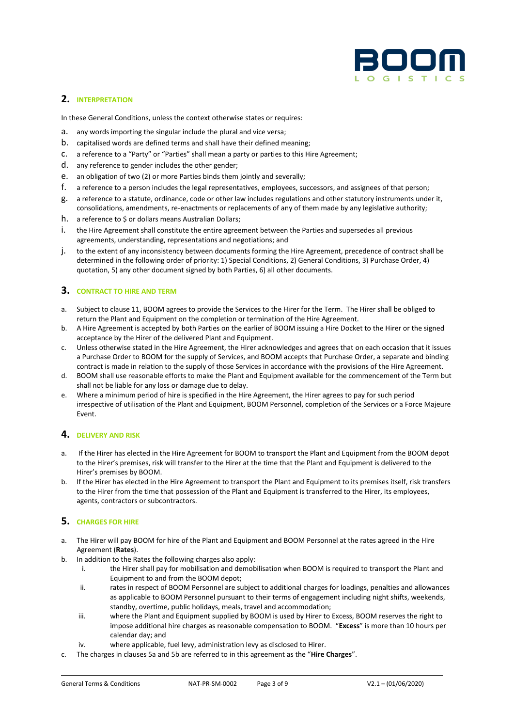## 2. INTERPRETATION

In these General Conditions, unless the context otherwise states or requires:

a. any words importing the singular include the plural and vice versa;
b. capitalised words are defined terms and shall have their defined meaning;
c. a reference to a "Party" or "Parties" shall mean a party or parties to this Hire Agreement;
d. any reference to gender includes the other gender;
e. an obligation of two (2) or more Parties binds them jointly and severally;
f. a reference to a person includes the legal representatives, employees, successors, and assignees of that person;
g. a reference to a statute, ordinance, code or other law includes regulations and other statutory instruments under it, consolidations, amendments, re-enactments or replacements of any of them made by any legislative authority;
h. a reference to $ or dollars means Australian Dollars;
i. the Hire Agreement shall constitute the entire agreement between the Parties and supersedes all previous agreements, understanding, representations and negotiations; and
j. to the extent of any inconsistency between documents forming the Hire Agreement, precedence of contract shall be determined in the following order of priority: 1) Special Conditions, 2) General Conditions, 3) Purchase Order, 4) quotation, 5) any other document signed by both Parties, 6) all other documents.

## 3. CONTRACT TO HIRE AND TERM

a. Subject to clause 11, BOOM agrees to provide the Services to the Hirer for the Term. The Hirer shall be obliged to return the Plant and Equipment on the completion or termination of the Hire Agreement.
b. A Hire Agreement is accepted by both Parties on the earlier of BOOM issuing a Hire Docket to the Hirer or the signed acceptance by the Hirer of the delivered Plant and Equipment.
c. Unless otherwise stated in the Hire Agreement, the Hirer acknowledges and agrees that on each occasion that it issues a Purchase Order to BOOM for the supply of Services, and BOOM accepts that Purchase Order, a separate and binding contract is made in relation to the supply of those Services in accordance with the provisions of the Hire Agreement.
d. BOOM shall use reasonable efforts to make the Plant and Equipment available for the commencement of the Term but shall not be liable for any loss or damage due to delay.
e. Where a minimum period of hire is specified in the Hire Agreement, the Hirer agrees to pay for such period irrespective of utilisation of the Plant and Equipment, BOOM Personnel, completion of the Services or a Force Majeure Event.

## 4. DELIVERY AND RISK

a. If the Hirer has elected in the Hire Agreement for BOOM to transport the Plant and Equipment from the BOOM depot to the Hirer's premises, risk will transfer to the Hirer at the time that the Plant and Equipment is delivered to the Hirer's premises by BOOM.
b. If the Hirer has elected in the Hire Agreement to transport the Plant and Equipment to its premises itself, risk transfers to the Hirer from the time that possession of the Plant and Equipment is transferred to the Hirer, its employees, agents, contractors or subcontractors.

## 5. CHARGES FOR HIRE

a. The Hirer will pay BOOM for hire of the Plant and Equipment and BOOM Personnel at the rates agreed in the Hire Agreement (**Rates**).
b. In addition to the Rates the following charges also apply:
    i. the Hirer shall pay for mobilisation and demobilisation when BOOM is required to transport the Plant and Equipment to and from the BOOM depot;
    ii. rates in respect of BOOM Personnel are subject to additional charges for loadings, penalties and allowances as applicable to BOOM Personnel pursuant to their terms of engagement including night shifts, weekends, standby, overtime, public holidays, meals, travel and accommodation;
    iii. where the Plant and Equipment supplied by BOOM is used by Hirer to Excess, BOOM reserves the right to impose additional hire charges as reasonable compensation to BOOM. "**Excess**" is more than 10 hours per calendar day; and
    iv. where applicable, fuel levy, administration levy as disclosed to Hirer.
c. The charges in clauses 5a and 5b are referred to in this agreement as the "**Hire Charges**".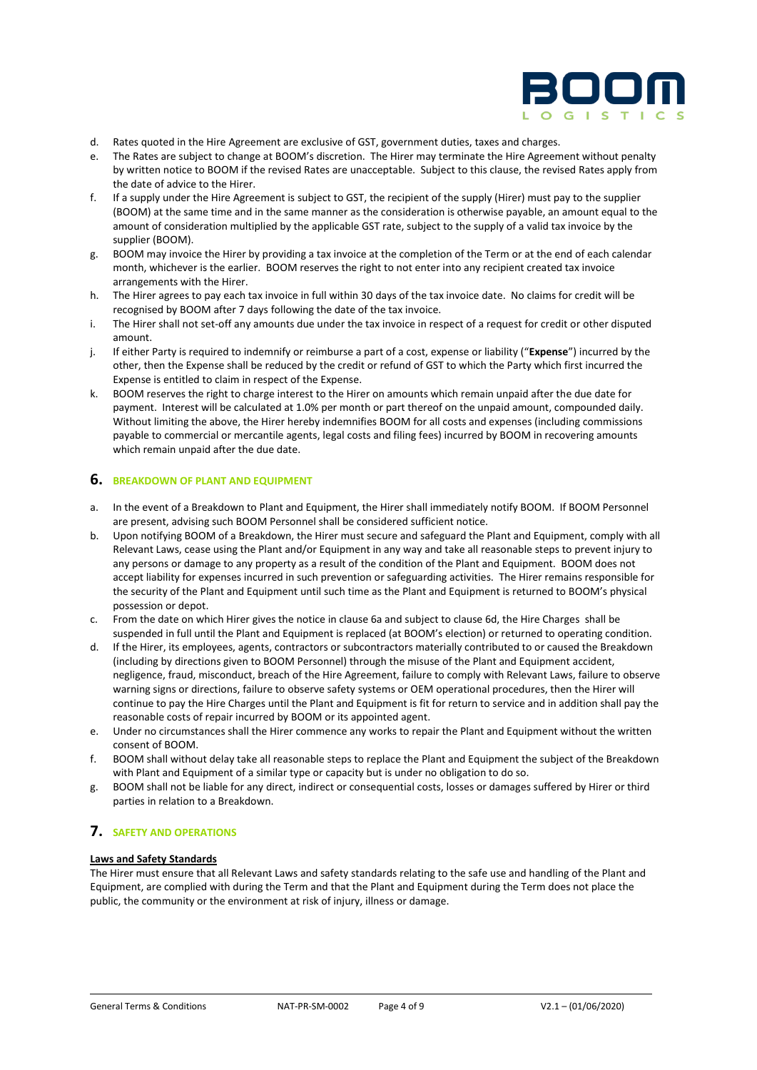d. Rates quoted in the Hire Agreement are exclusive of GST, government duties, taxes and charges.

e. The Rates are subject to change at BOOM's discretion. The Hirer may terminate the Hire Agreement without penalty by written notice to BOOM if the revised Rates are unacceptable. Subject to this clause, the revised Rates apply from the date of advice to the Hirer.

f. If a supply under the Hire Agreement is subject to GST, the recipient of the supply (Hirer) must pay to the supplier (BOOM) at the same time and in the same manner as the consideration is otherwise payable, an amount equal to the amount of consideration multiplied by the applicable GST rate, subject to the supply of a valid tax invoice by the supplier (BOOM).

g. BOOM may invoice the Hirer by providing a tax invoice at the completion of the Term or at the end of each calendar month, whichever is the earlier. BOOM reserves the right to not enter into any recipient created tax invoice arrangements with the Hirer.

h. The Hirer agrees to pay each tax invoice in full within 30 days of the tax invoice date. No claims for credit will be recognised by BOOM after 7 days following the date of the tax invoice.

i. The Hirer shall not set-off any amounts due under the tax invoice in respect of a request for credit or other disputed amount.

j. If either Party is required to indemnify or reimburse a part of a cost, expense or liability ("**Expense**") incurred by the other, then the Expense shall be reduced by the credit or refund of GST to which the Party which first incurred the Expense is entitled to claim in respect of the Expense.

k. BOOM reserves the right to charge interest to the Hirer on amounts which remain unpaid after the due date for payment. Interest will be calculated at 1.0% per month or part thereof on the unpaid amount, compounded daily. Without limiting the above, the Hirer hereby indemnifies BOOM for all costs and expenses (including commissions payable to commercial or mercantile agents, legal costs and filing fees) incurred by BOOM in recovering amounts which remain unpaid after the due date.

## 6. BREAKDOWN OF PLANT AND EQUIPMENT

a. In the event of a Breakdown to Plant and Equipment, the Hirer shall immediately notify BOOM. If BOOM Personnel are present, advising such BOOM Personnel shall be considered sufficient notice.

b. Upon notifying BOOM of a Breakdown, the Hirer must secure and safeguard the Plant and Equipment, comply with all Relevant Laws, cease using the Plant and/or Equipment in any way and take all reasonable steps to prevent injury to any persons or damage to any property as a result of the condition of the Plant and Equipment. BOOM does not accept liability for expenses incurred in such prevention or safeguarding activities. The Hirer remains responsible for the security of the Plant and Equipment until such time as the Plant and Equipment is returned to BOOM's physical possession or depot.

c. From the date on which Hirer gives the notice in clause 6a and subject to clause 6d, the Hire Charges shall be suspended in full until the Plant and Equipment is replaced (at BOOM's election) or returned to operating condition.

d. If the Hirer, its employees, agents, contractors or subcontractors materially contributed to or caused the Breakdown (including by directions given to BOOM Personnel) through the misuse of the Plant and Equipment accident, negligence, fraud, misconduct, breach of the Hire Agreement, failure to comply with Relevant Laws, failure to observe warning signs or directions, failure to observe safety systems or OEM operational procedures, then the Hirer will continue to pay the Hire Charges until the Plant and Equipment is fit for return to service and in addition shall pay the reasonable costs of repair incurred by BOOM or its appointed agent.

e. Under no circumstances shall the Hirer commence any works to repair the Plant and Equipment without the written consent of BOOM.

f. BOOM shall without delay take all reasonable steps to replace the Plant and Equipment the subject of the Breakdown with Plant and Equipment of a similar type or capacity but is under no obligation to do so.

g. BOOM shall not be liable for any direct, indirect or consequential costs, losses or damages suffered by Hirer or third parties in relation to a Breakdown.

## 7. SAFETY AND OPERATIONS

**Laws and Safety Standards**

The Hirer must ensure that all Relevant Laws and safety standards relating to the safe use and handling of the Plant and Equipment, are complied with during the Term and that the Plant and Equipment during the Term does not place the public, the community or the environment at risk of injury, illness or damage.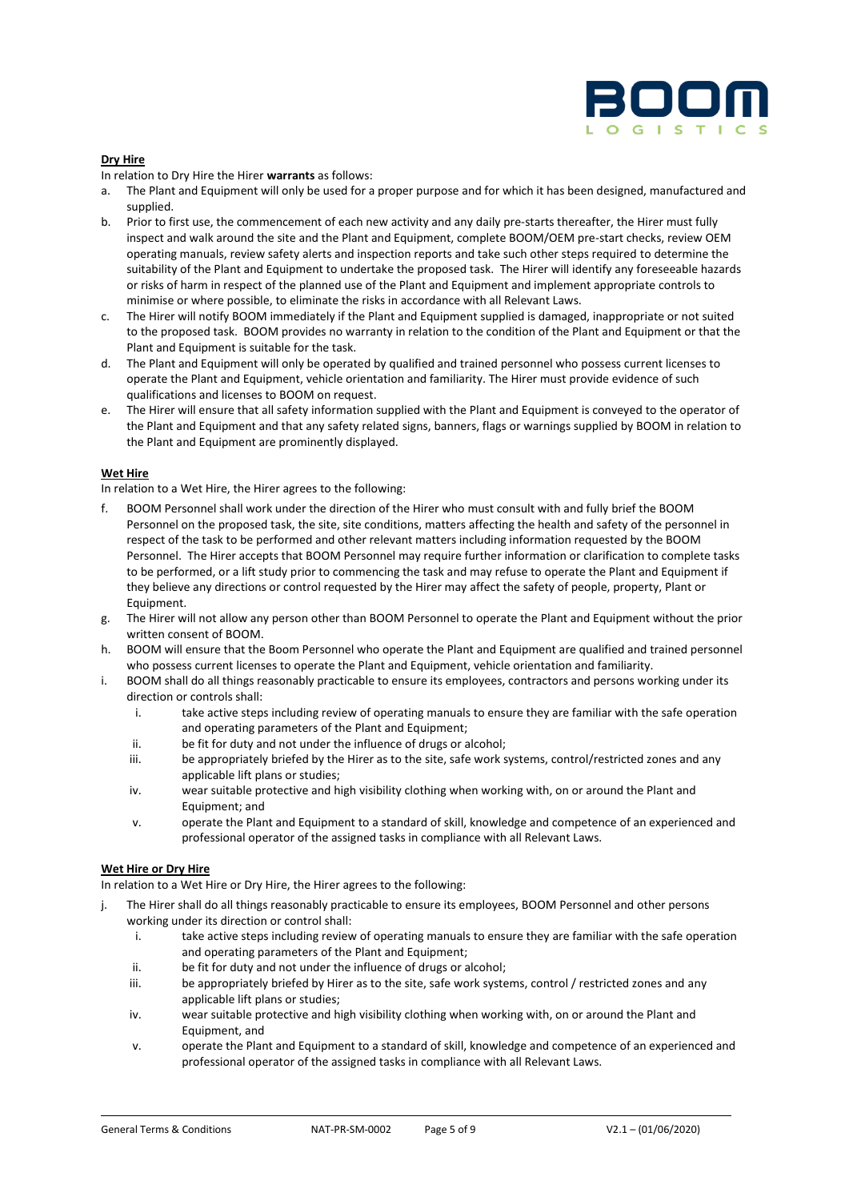**Dry Hire**

In relation to Dry Hire the Hirer **warrants** as follows:

a. The Plant and Equipment will only be used for a proper purpose and for which it has been designed, manufactured and supplied.
b. Prior to first use, the commencement of each new activity and any daily pre-starts thereafter, the Hirer must fully inspect and walk around the site and the Plant and Equipment, complete BOOM/OEM pre-start checks, review OEM operating manuals, review safety alerts and inspection reports and take such other steps required to determine the suitability of the Plant and Equipment to undertake the proposed task. The Hirer will identify any foreseeable hazards or risks of harm in respect of the planned use of the Plant and Equipment and implement appropriate controls to minimise or where possible, to eliminate the risks in accordance with all Relevant Laws.
c. The Hirer will notify BOOM immediately if the Plant and Equipment supplied is damaged, inappropriate or not suited to the proposed task. BOOM provides no warranty in relation to the condition of the Plant and Equipment or that the Plant and Equipment is suitable for the task.
d. The Plant and Equipment will only be operated by qualified and trained personnel who possess current licenses to operate the Plant and Equipment, vehicle orientation and familiarity. The Hirer must provide evidence of such qualifications and licenses to BOOM on request.
e. The Hirer will ensure that all safety information supplied with the Plant and Equipment is conveyed to the operator of the Plant and Equipment and that any safety related signs, banners, flags or warnings supplied by BOOM in relation to the Plant and Equipment are prominently displayed.

**Wet Hire**

In relation to a Wet Hire, the Hirer agrees to the following:

f. BOOM Personnel shall work under the direction of the Hirer who must consult with and fully brief the BOOM Personnel on the proposed task, the site, site conditions, matters affecting the health and safety of the personnel in respect of the task to be performed and other relevant matters including information requested by the BOOM Personnel. The Hirer accepts that BOOM Personnel may require further information or clarification to complete tasks to be performed, or a lift study prior to commencing the task and may refuse to operate the Plant and Equipment if they believe any directions or control requested by the Hirer may affect the safety of people, property, Plant or Equipment.
g. The Hirer will not allow any person other than BOOM Personnel to operate the Plant and Equipment without the prior written consent of BOOM.
h. BOOM will ensure that the Boom Personnel who operate the Plant and Equipment are qualified and trained personnel who possess current licenses to operate the Plant and Equipment, vehicle orientation and familiarity.
i. BOOM shall do all things reasonably practicable to ensure its employees, contractors and persons working under its direction or controls shall:
   i. take active steps including review of operating manuals to ensure they are familiar with the safe operation and operating parameters of the Plant and Equipment;
   ii. be fit for duty and not under the influence of drugs or alcohol;
   iii. be appropriately briefed by the Hirer as to the site, safe work systems, control/restricted zones and any applicable lift plans or studies;
   iv. wear suitable protective and high visibility clothing when working with, on or around the Plant and Equipment; and
   v. operate the Plant and Equipment to a standard of skill, knowledge and competence of an experienced and professional operator of the assigned tasks in compliance with all Relevant Laws.

**Wet Hire or Dry Hire**

In relation to a Wet Hire or Dry Hire, the Hirer agrees to the following:

j. The Hirer shall do all things reasonably practicable to ensure its employees, BOOM Personnel and other persons working under its direction or control shall:
   i. take active steps including review of operating manuals to ensure they are familiar with the safe operation and operating parameters of the Plant and Equipment;
   ii. be fit for duty and not under the influence of drugs or alcohol;
   iii. be appropriately briefed by Hirer as to the site, safe work systems, control / restricted zones and any applicable lift plans or studies;
   iv. wear suitable protective and high visibility clothing when working with, on or around the Plant and Equipment, and
   v. operate the Plant and Equipment to a standard of skill, knowledge and competence of an experienced and professional operator of the assigned tasks in compliance with all Relevant Laws.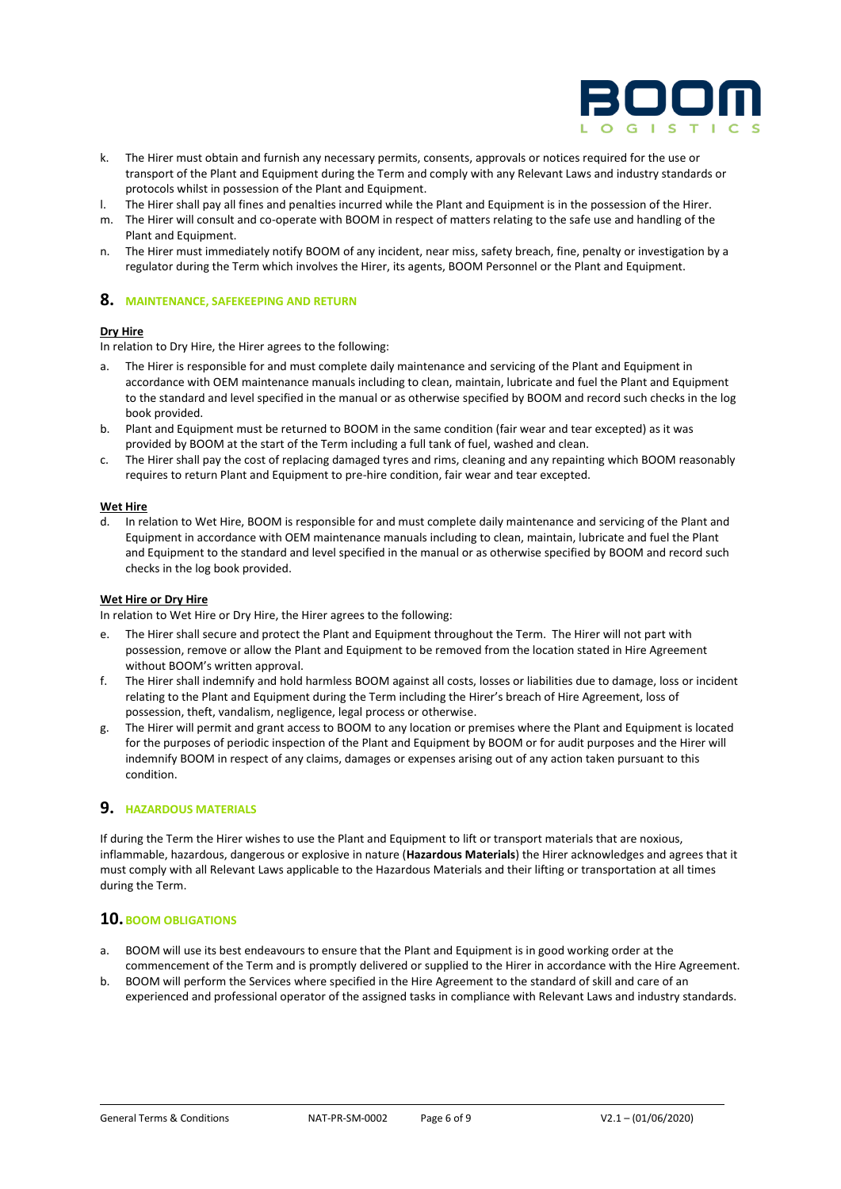k. The Hirer must obtain and furnish any necessary permits, consents, approvals or notices required for the use or transport of the Plant and Equipment during the Term and comply with any Relevant Laws and industry standards or protocols whilst in possession of the Plant and Equipment.
l. The Hirer shall pay all fines and penalties incurred while the Plant and Equipment is in the possession of the Hirer.
m. The Hirer will consult and co-operate with BOOM in respect of matters relating to the safe use and handling of the Plant and Equipment.
n. The Hirer must immediately notify BOOM of any incident, near miss, safety breach, fine, penalty or investigation by a regulator during the Term which involves the Hirer, its agents, BOOM Personnel or the Plant and Equipment.

## 8. MAINTENANCE, SAFEKEEPING AND RETURN

**Dry Hire**

In relation to Dry Hire, the Hirer agrees to the following:

a. The Hirer is responsible for and must complete daily maintenance and servicing of the Plant and Equipment in accordance with OEM maintenance manuals including to clean, maintain, lubricate and fuel the Plant and Equipment to the standard and level specified in the manual or as otherwise specified by BOOM and record such checks in the log book provided.
b. Plant and Equipment must be returned to BOOM in the same condition (fair wear and tear excepted) as it was provided by BOOM at the start of the Term including a full tank of fuel, washed and clean.
c. The Hirer shall pay the cost of replacing damaged tyres and rims, cleaning and any repainting which BOOM reasonably requires to return Plant and Equipment to pre-hire condition, fair wear and tear excepted.

**Wet Hire**

d. In relation to Wet Hire, BOOM is responsible for and must complete daily maintenance and servicing of the Plant and Equipment in accordance with OEM maintenance manuals including to clean, maintain, lubricate and fuel the Plant and Equipment to the standard and level specified in the manual or as otherwise specified by BOOM and record such checks in the log book provided.

**Wet Hire or Dry Hire**

In relation to Wet Hire or Dry Hire, the Hirer agrees to the following:

e. The Hirer shall secure and protect the Plant and Equipment throughout the Term. The Hirer will not part with possession, remove or allow the Plant and Equipment to be removed from the location stated in Hire Agreement without BOOM's written approval.
f. The Hirer shall indemnify and hold harmless BOOM against all costs, losses or liabilities due to damage, loss or incident relating to the Plant and Equipment during the Term including the Hirer's breach of Hire Agreement, loss of possession, theft, vandalism, negligence, legal process or otherwise.
g. The Hirer will permit and grant access to BOOM to any location or premises where the Plant and Equipment is located for the purposes of periodic inspection of the Plant and Equipment by BOOM or for audit purposes and the Hirer will indemnify BOOM in respect of any claims, damages or expenses arising out of any action taken pursuant to this condition.

## 9. HAZARDOUS MATERIALS

If during the Term the Hirer wishes to use the Plant and Equipment to lift or transport materials that are noxious, inflammable, hazardous, dangerous or explosive in nature (**Hazardous Materials**) the Hirer acknowledges and agrees that it must comply with all Relevant Laws applicable to the Hazardous Materials and their lifting or transportation at all times during the Term.

## 10. BOOM OBLIGATIONS

a. BOOM will use its best endeavours to ensure that the Plant and Equipment is in good working order at the commencement of the Term and is promptly delivered or supplied to the Hirer in accordance with the Hire Agreement.
b. BOOM will perform the Services where specified in the Hire Agreement to the standard of skill and care of an experienced and professional operator of the assigned tasks in compliance with Relevant Laws and industry standards.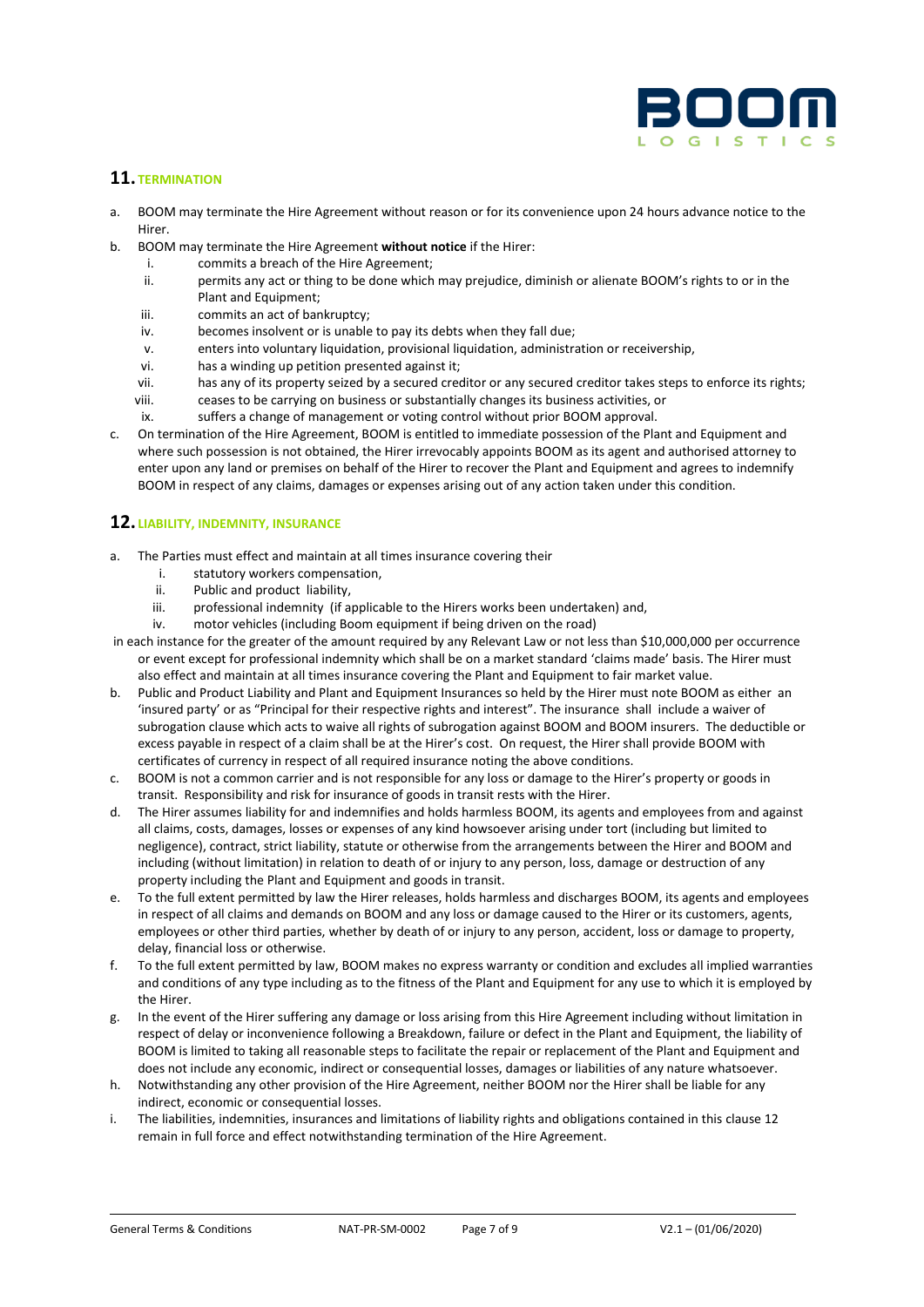## 11. TERMINATION

a. BOOM may terminate the Hire Agreement without reason or for its convenience upon 24 hours advance notice to the Hirer.

b. BOOM may terminate the Hire Agreement **without notice** if the Hirer:
   i. commits a breach of the Hire Agreement;
   ii. permits any act or thing to be done which may prejudice, diminish or alienate BOOM's rights to or in the Plant and Equipment;
   iii. commits an act of bankruptcy;
   iv. becomes insolvent or is unable to pay its debts when they fall due;
   v. enters into voluntary liquidation, provisional liquidation, administration or receivership,
   vi. has a winding up petition presented against it;
   vii. has any of its property seized by a secured creditor or any secured creditor takes steps to enforce its rights;
   viii. ceases to be carrying on business or substantially changes its business activities, or
   ix. suffers a change of management or voting control without prior BOOM approval.

c. On termination of the Hire Agreement, BOOM is entitled to immediate possession of the Plant and Equipment and where such possession is not obtained, the Hirer irrevocably appoints BOOM as its agent and authorised attorney to enter upon any land or premises on behalf of the Hirer to recover the Plant and Equipment and agrees to indemnify BOOM in respect of any claims, damages or expenses arising out of any action taken under this condition.

## 12. LIABILITY, INDEMNITY, INSURANCE

a. The Parties must effect and maintain at all times insurance covering their
   i. statutory workers compensation,
   ii. Public and product liability,
   iii. professional indemnity (if applicable to the Hirers works been undertaken) and,
   iv. motor vehicles (including Boom equipment if being driven on the road)

   in each instance for the greater of the amount required by any Relevant Law or not less than $10,000,000 per occurrence or event except for professional indemnity which shall be on a market standard 'claims made' basis. The Hirer must also effect and maintain at all times insurance covering the Plant and Equipment to fair market value.

b. Public and Product Liability and Plant and Equipment Insurances so held by the Hirer must note BOOM as either an 'insured party' or as "Principal for their respective rights and interest". The insurance shall include a waiver of subrogation clause which acts to waive all rights of subrogation against BOOM and BOOM insurers. The deductible or excess payable in respect of a claim shall be at the Hirer's cost. On request, the Hirer shall provide BOOM with certificates of currency in respect of all required insurance noting the above conditions.

c. BOOM is not a common carrier and is not responsible for any loss or damage to the Hirer's property or goods in transit. Responsibility and risk for insurance of goods in transit rests with the Hirer.

d. The Hirer assumes liability for and indemnifies and holds harmless BOOM, its agents and employees from and against all claims, costs, damages, losses or expenses of any kind howsoever arising under tort (including but limited to negligence), contract, strict liability, statute or otherwise from the arrangements between the Hirer and BOOM and including (without limitation) in relation to death of or injury to any person, loss, damage or destruction of any property including the Plant and Equipment and goods in transit.

e. To the full extent permitted by law the Hirer releases, holds harmless and discharges BOOM, its agents and employees in respect of all claims and demands on BOOM and any loss or damage caused to the Hirer or its customers, agents, employees or other third parties, whether by death of or injury to any person, accident, loss or damage to property, delay, financial loss or otherwise.

f. To the full extent permitted by law, BOOM makes no express warranty or condition and excludes all implied warranties and conditions of any type including as to the fitness of the Plant and Equipment for any use to which it is employed by the Hirer.

g. In the event of the Hirer suffering any damage or loss arising from this Hire Agreement including without limitation in respect of delay or inconvenience following a Breakdown, failure or defect in the Plant and Equipment, the liability of BOOM is limited to taking all reasonable steps to facilitate the repair or replacement of the Plant and Equipment and does not include any economic, indirect or consequential losses, damages or liabilities of any nature whatsoever.

h. Notwithstanding any other provision of the Hire Agreement, neither BOOM nor the Hirer shall be liable for any indirect, economic or consequential losses.

i. The liabilities, indemnities, insurances and limitations of liability rights and obligations contained in this clause 12 remain in full force and effect notwithstanding termination of the Hire Agreement.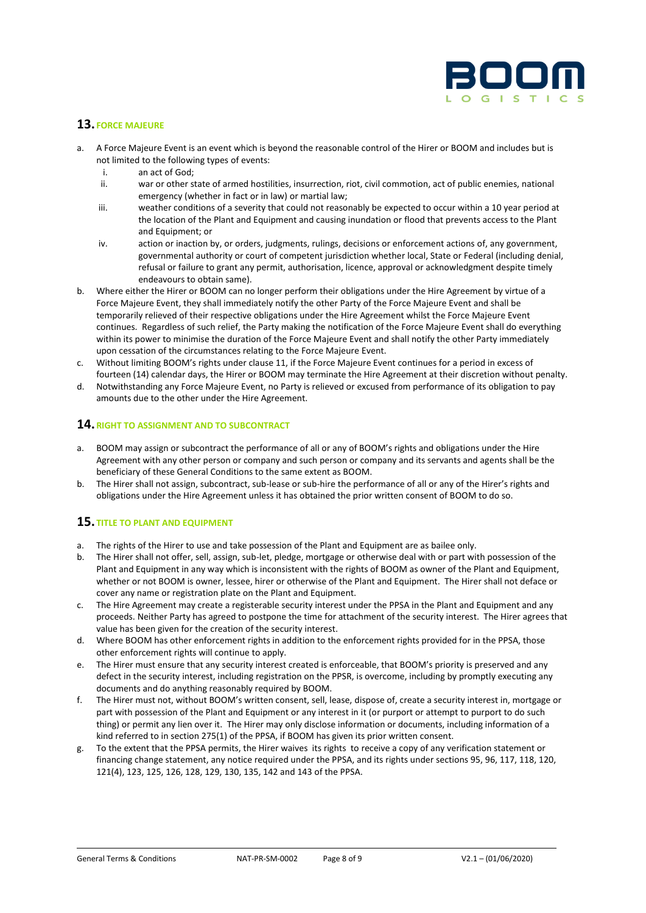## 13. FORCE MAJEURE

a. A Force Majeure Event is an event which is beyond the reasonable control of the Hirer or BOOM and includes but is not limited to the following types of events:
   i. an act of God;
   ii. war or other state of armed hostilities, insurrection, riot, civil commotion, act of public enemies, national emergency (whether in fact or in law) or martial law;
   iii. weather conditions of a severity that could not reasonably be expected to occur within a 10 year period at the location of the Plant and Equipment and causing inundation or flood that prevents access to the Plant and Equipment; or
   iv. action or inaction by, or orders, judgments, rulings, decisions or enforcement actions of, any government, governmental authority or court of competent jurisdiction whether local, State or Federal (including denial, refusal or failure to grant any permit, authorisation, licence, approval or acknowledgment despite timely endeavours to obtain same).

b. Where either the Hirer or BOOM can no longer perform their obligations under the Hire Agreement by virtue of a Force Majeure Event, they shall immediately notify the other Party of the Force Majeure Event and shall be temporarily relieved of their respective obligations under the Hire Agreement whilst the Force Majeure Event continues. Regardless of such relief, the Party making the notification of the Force Majeure Event shall do everything within its power to minimise the duration of the Force Majeure Event and shall notify the other Party immediately upon cessation of the circumstances relating to the Force Majeure Event.

c. Without limiting BOOM's rights under clause 11, if the Force Majeure Event continues for a period in excess of fourteen (14) calendar days, the Hirer or BOOM may terminate the Hire Agreement at their discretion without penalty.

d. Notwithstanding any Force Majeure Event, no Party is relieved or excused from performance of its obligation to pay amounts due to the other under the Hire Agreement.

## 14. RIGHT TO ASSIGNMENT AND TO SUBCONTRACT

a. BOOM may assign or subcontract the performance of all or any of BOOM's rights and obligations under the Hire Agreement with any other person or company and such person or company and its servants and agents shall be the beneficiary of these General Conditions to the same extent as BOOM.

b. The Hirer shall not assign, subcontract, sub-lease or sub-hire the performance of all or any of the Hirer's rights and obligations under the Hire Agreement unless it has obtained the prior written consent of BOOM to do so.

## 15. TITLE TO PLANT AND EQUIPMENT

a. The rights of the Hirer to use and take possession of the Plant and Equipment are as bailee only.

b. The Hirer shall not offer, sell, assign, sub-let, pledge, mortgage or otherwise deal with or part with possession of the Plant and Equipment in any way which is inconsistent with the rights of BOOM as owner of the Plant and Equipment, whether or not BOOM is owner, lessee, hirer or otherwise of the Plant and Equipment. The Hirer shall not deface or cover any name or registration plate on the Plant and Equipment.

c. The Hire Agreement may create a registerable security interest under the PPSA in the Plant and Equipment and any proceeds. Neither Party has agreed to postpone the time for attachment of the security interest. The Hirer agrees that value has been given for the creation of the security interest.

d. Where BOOM has other enforcement rights in addition to the enforcement rights provided for in the PPSA, those other enforcement rights will continue to apply.

e. The Hirer must ensure that any security interest created is enforceable, that BOOM's priority is preserved and any defect in the security interest, including registration on the PPSR, is overcome, including by promptly executing any documents and do anything reasonably required by BOOM.

f. The Hirer must not, without BOOM's written consent, sell, lease, dispose of, create a security interest in, mortgage or part with possession of the Plant and Equipment or any interest in it (or purport or attempt to purport to do such thing) or permit any lien over it. The Hirer may only disclose information or documents, including information of a kind referred to in section 275(1) of the PPSA, if BOOM has given its prior written consent.

g. To the extent that the PPSA permits, the Hirer waives its rights to receive a copy of any verification statement or financing change statement, any notice required under the PPSA, and its rights under sections 95, 96, 117, 118, 120, 121(4), 123, 125, 126, 128, 129, 130, 135, 142 and 143 of the PPSA.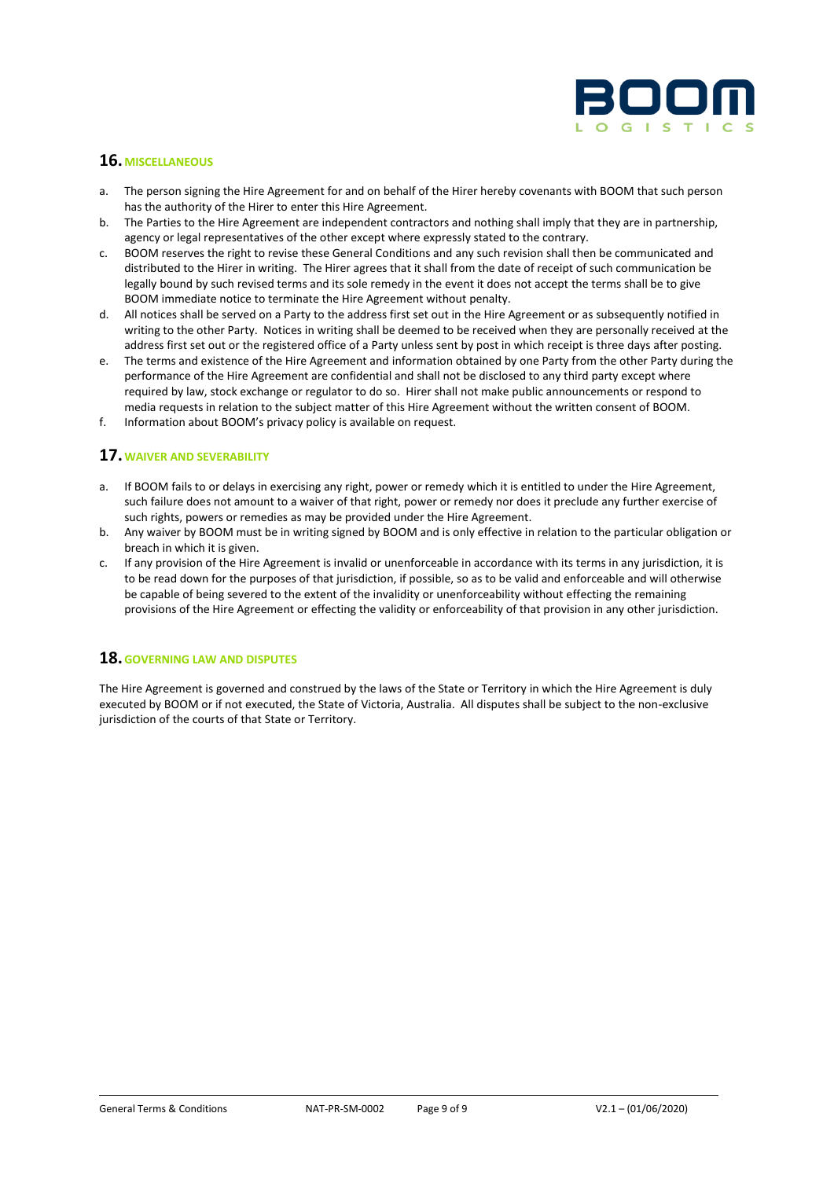## 16. MISCELLANEOUS

a. The person signing the Hire Agreement for and on behalf of the Hirer hereby covenants with BOOM that such person has the authority of the Hirer to enter this Hire Agreement.

b. The Parties to the Hire Agreement are independent contractors and nothing shall imply that they are in partnership, agency or legal representatives of the other except where expressly stated to the contrary.

c. BOOM reserves the right to revise these General Conditions and any such revision shall then be communicated and distributed to the Hirer in writing. The Hirer agrees that it shall from the date of receipt of such communication be legally bound by such revised terms and its sole remedy in the event it does not accept the terms shall be to give BOOM immediate notice to terminate the Hire Agreement without penalty.

d. All notices shall be served on a Party to the address first set out in the Hire Agreement or as subsequently notified in writing to the other Party. Notices in writing shall be deemed to be received when they are personally received at the address first set out or the registered office of a Party unless sent by post in which receipt is three days after posting.

e. The terms and existence of the Hire Agreement and information obtained by one Party from the other Party during the performance of the Hire Agreement are confidential and shall not be disclosed to any third party except where required by law, stock exchange or regulator to do so. Hirer shall not make public announcements or respond to media requests in relation to the subject matter of this Hire Agreement without the written consent of BOOM.

f. Information about BOOM's privacy policy is available on request.

## 17. WAIVER AND SEVERABILITY

a. If BOOM fails to or delays in exercising any right, power or remedy which it is entitled to under the Hire Agreement, such failure does not amount to a waiver of that right, power or remedy nor does it preclude any further exercise of such rights, powers or remedies as may be provided under the Hire Agreement.

b. Any waiver by BOOM must be in writing signed by BOOM and is only effective in relation to the particular obligation or breach in which it is given.

c. If any provision of the Hire Agreement is invalid or unenforceable in accordance with its terms in any jurisdiction, it is to be read down for the purposes of that jurisdiction, if possible, so as to be valid and enforceable and will otherwise be capable of being severed to the extent of the invalidity or unenforceability without effecting the remaining provisions of the Hire Agreement or effecting the validity or enforceability of that provision in any other jurisdiction.

## 18. GOVERNING LAW AND DISPUTES

The Hire Agreement is governed and construed by the laws of the State or Territory in which the Hire Agreement is duly executed by BOOM or if not executed, the State of Victoria, Australia. All disputes shall be subject to the non-exclusive jurisdiction of the courts of that State or Territory.